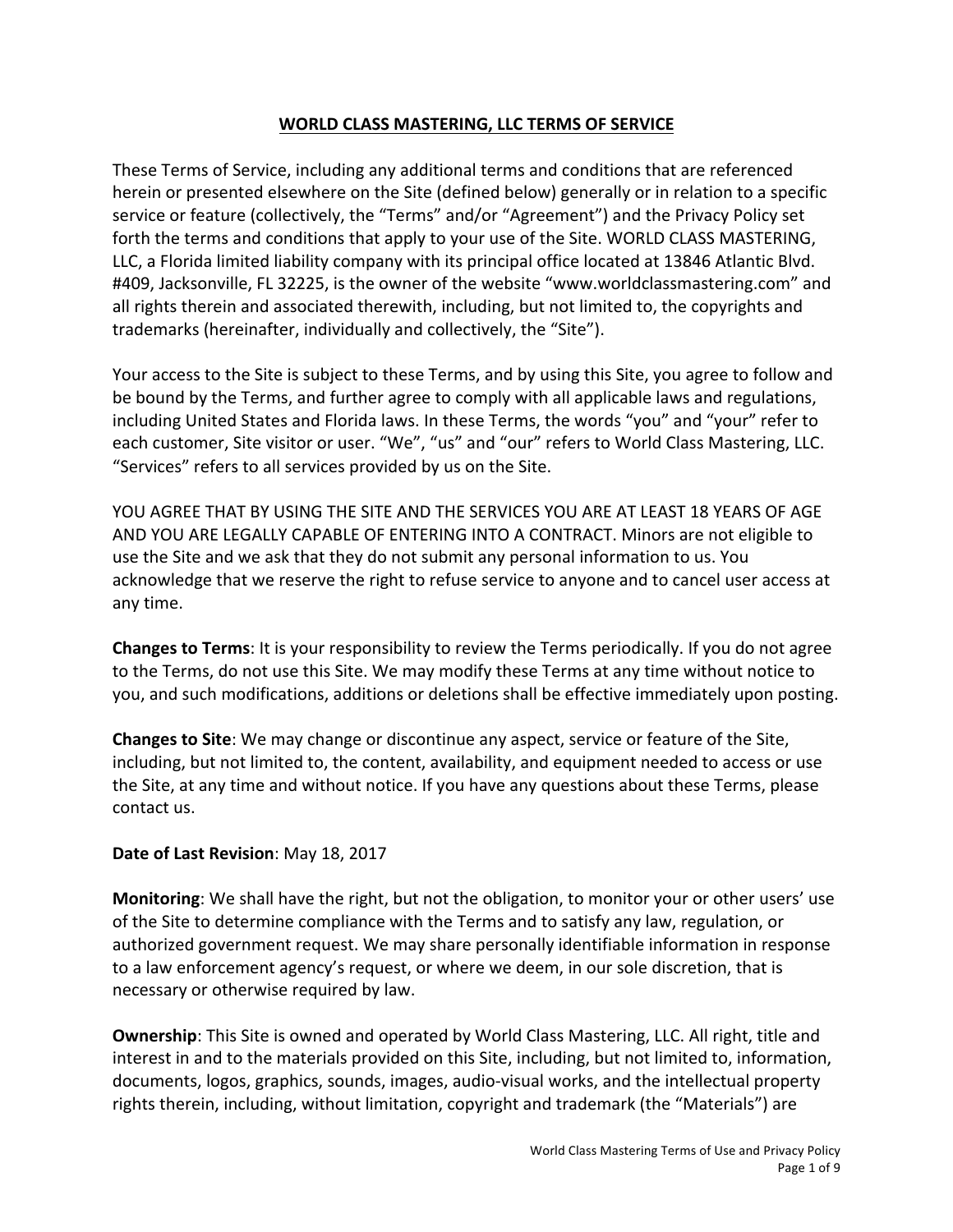# WORLD CLASS MASTERING, LLC TERMS OF SERVICE

These Terms of Service, including any additional terms and conditions that are referenced herein or presented elsewhere on the Site (defined below) generally or in relation to a specific service or feature (collectively, the "Terms" and/or "Agreement") and the Privacy Policy set forth the terms and conditions that apply to your use of the Site. WORLD CLASS MASTERING, LLC, a Florida limited liability company with its principal office located at 13846 Atlantic Blvd. #409, Jacksonville, FL 32225, is the owner of the website "www.worldclassmastering.com" and all rights therein and associated therewith, including, but not limited to, the copyrights and trademarks (hereinafter, individually and collectively, the "Site").

Your access to the Site is subject to these Terms, and by using this Site, you agree to follow and be bound by the Terms, and further agree to comply with all applicable laws and regulations, including United States and Florida laws. In these Terms, the words "you" and "your" refer to each customer, Site visitor or user. "We", "us" and "our" refers to World Class Mastering, LLC. "Services" refers to all services provided by us on the Site.

YOU AGREE THAT BY USING THE SITE AND THE SERVICES YOU ARE AT LEAST 18 YEARS OF AGE AND YOU ARE LEGALLY CAPABLE OF ENTERING INTO A CONTRACT. Minors are not eligible to use the Site and we ask that they do not submit any personal information to us. You acknowledge that we reserve the right to refuse service to anyone and to cancel user access at any time.

**Changes to Terms**: It is your responsibility to review the Terms periodically. If you do not agree to the Terms, do not use this Site. We may modify these Terms at any time without notice to you, and such modifications, additions or deletions shall be effective immediately upon posting.

**Changes to Site**: We may change or discontinue any aspect, service or feature of the Site, including, but not limited to, the content, availability, and equipment needed to access or use the Site, at any time and without notice. If you have any questions about these Terms, please contact us.

**Date of Last Revision**: May 18, 2017

**Monitoring**: We shall have the right, but not the obligation, to monitor your or other users' use of the Site to determine compliance with the Terms and to satisfy any law, regulation, or authorized government request. We may share personally identifiable information in response to a law enforcement agency's request, or where we deem, in our sole discretion, that is necessary or otherwise required by law.

**Ownership**: This Site is owned and operated by World Class Mastering, LLC. All right, title and interest in and to the materials provided on this Site, including, but not limited to, information, documents, logos, graphics, sounds, images, audio-visual works, and the intellectual property rights therein, including, without limitation, copyright and trademark (the "Materials") are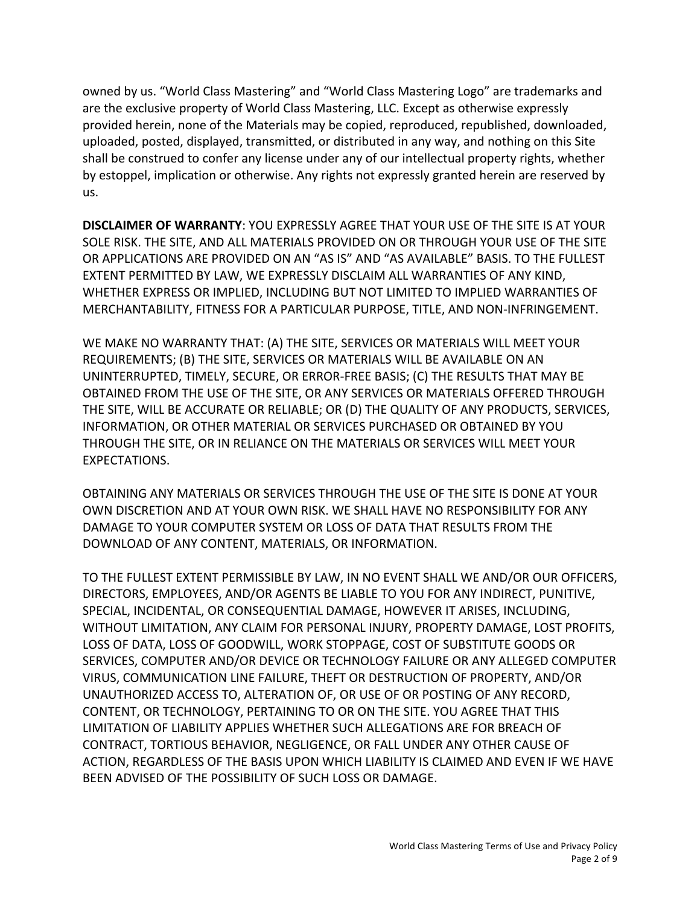owned by us. “World Class Mastering” and “World Class Mastering Logo” are trademarks and are the exclusive property of World Class Mastering, LLC. Except as otherwise expressly provided herein, none of the Materials may be copied, reproduced, republished, downloaded, uploaded, posted, displayed, transmitted, or distributed in any way, and nothing on this Site shall be construed to confer any license under any of our intellectual property rights, whether by estoppel, implication or otherwise. Any rights not expressly granted herein are reserved by us.

**DISCLAIMER OF WARRANTY**: YOU EXPRESSLY AGREE THAT YOUR USE OF THE SITE IS AT YOUR SOLE RISK. THE SITE, AND ALL MATERIALS PROVIDED ON OR THROUGH YOUR USE OF THE SITE OR APPLICATIONS ARE PROVIDED ON AN “AS IS” AND “AS AVAILABLE” BASIS. TO THE FULLEST EXTENT PERMITTED BY LAW, WE EXPRESSLY DISCLAIM ALL WARRANTIES OF ANY KIND, WHETHER EXPRESS OR IMPLIED, INCLUDING BUT NOT LIMITED TO IMPLIED WARRANTIES OF MERCHANTABILITY, FITNESS FOR A PARTICULAR PURPOSE, TITLE, AND NON-INFRINGEMENT.

WE MAKE NO WARRANTY THAT: (A) THE SITE, SERVICES OR MATERIALS WILL MEET YOUR REQUIREMENTS; (B) THE SITE, SERVICES OR MATERIALS WILL BE AVAILABLE ON AN UNINTERRUPTED, TIMELY, SECURE, OR ERROR-FREE BASIS; (C) THE RESULTS THAT MAY BE OBTAINED FROM THE USE OF THE SITE, OR ANY SERVICES OR MATERIALS OFFERED THROUGH THE SITE, WILL BE ACCURATE OR RELIABLE; OR (D) THE QUALITY OF ANY PRODUCTS, SERVICES, INFORMATION, OR OTHER MATERIAL OR SERVICES PURCHASED OR OBTAINED BY YOU THROUGH THE SITE, OR IN RELIANCE ON THE MATERIALS OR SERVICES WILL MEET YOUR EXPECTATIONS.

OBTAINING ANY MATERIALS OR SERVICES THROUGH THE USE OF THE SITE IS DONE AT YOUR OWN DISCRETION AND AT YOUR OWN RISK. WE SHALL HAVE NO RESPONSIBILITY FOR ANY DAMAGE TO YOUR COMPUTER SYSTEM OR LOSS OF DATA THAT RESULTS FROM THE DOWNLOAD OF ANY CONTENT, MATERIALS, OR INFORMATION.

TO THE FULLEST EXTENT PERMISSIBLE BY LAW, IN NO EVENT SHALL WE AND/OR OUR OFFICERS, DIRECTORS, EMPLOYEES, AND/OR AGENTS BE LIABLE TO YOU FOR ANY INDIRECT, PUNITIVE, SPECIAL, INCIDENTAL, OR CONSEQUENTIAL DAMAGE, HOWEVER IT ARISES, INCLUDING, WITHOUT LIMITATION, ANY CLAIM FOR PERSONAL INJURY, PROPERTY DAMAGE, LOST PROFITS, LOSS OF DATA, LOSS OF GOODWILL, WORK STOPPAGE, COST OF SUBSTITUTE GOODS OR SERVICES, COMPUTER AND/OR DEVICE OR TECHNOLOGY FAILURE OR ANY ALLEGED COMPUTER VIRUS, COMMUNICATION LINE FAILURE, THEFT OR DESTRUCTION OF PROPERTY, AND/OR UNAUTHORIZED ACCESS TO, ALTERATION OF, OR USE OF OR POSTING OF ANY RECORD, CONTENT, OR TECHNOLOGY, PERTAINING TO OR ON THE SITE. YOU AGREE THAT THIS LIMITATION OF LIABILITY APPLIES WHETHER SUCH ALLEGATIONS ARE FOR BREACH OF CONTRACT, TORTIOUS BEHAVIOR, NEGLIGENCE, OR FALL UNDER ANY OTHER CAUSE OF ACTION, REGARDLESS OF THE BASIS UPON WHICH LIABILITY IS CLAIMED AND EVEN IF WE HAVE BEEN ADVISED OF THE POSSIBILITY OF SUCH LOSS OR DAMAGE.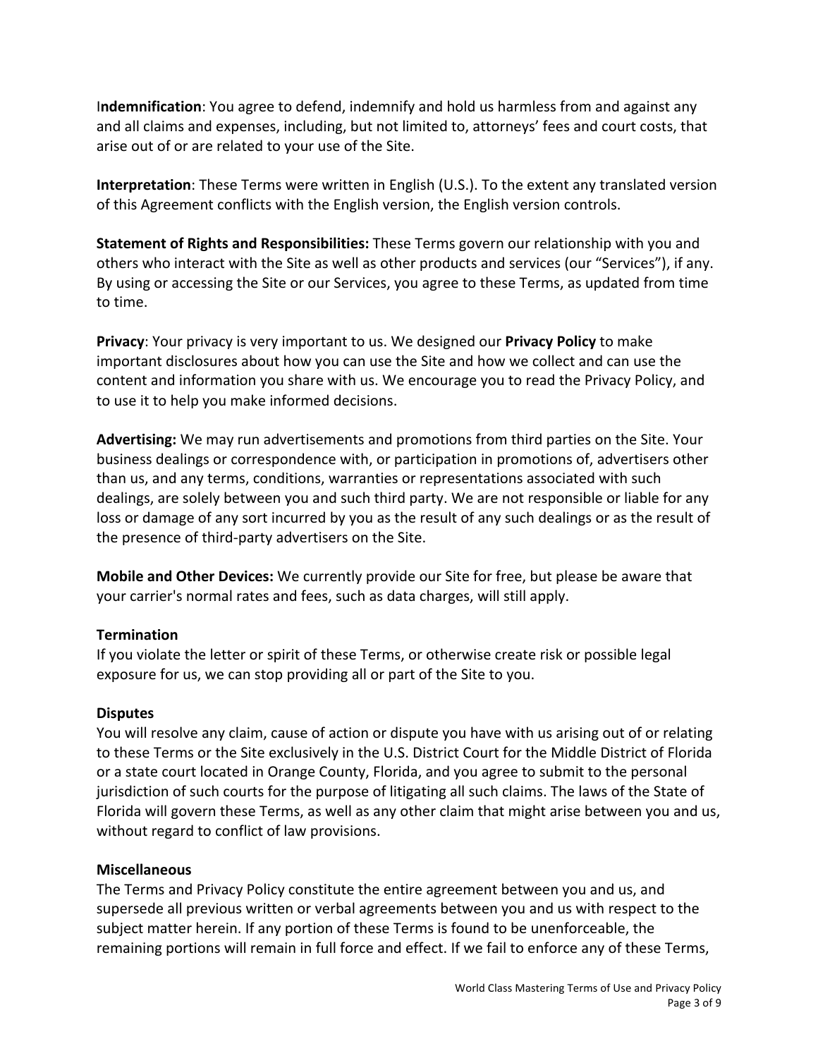**Indemnification**: You agree to defend, indemnify and hold us harmless from and against any and all claims and expenses, including, but not limited to, attorneys' fees and court costs, that arise out of or are related to your use of the Site.

**Interpretation**: These Terms were written in English (U.S.). To the extent any translated version of this Agreement conflicts with the English version, the English version controls.

**Statement of Rights and Responsibilities:** These Terms govern our relationship with you and others who interact with the Site as well as other products and services (our "Services"), if any. By using or accessing the Site or our Services, you agree to these Terms, as updated from time to time.

**Privacy**: Your privacy is very important to us. We designed our **Privacy Policy** to make important disclosures about how you can use the Site and how we collect and can use the content and information you share with us. We encourage you to read the Privacy Policy, and to use it to help you make informed decisions.

**Advertising:** We may run advertisements and promotions from third parties on the Site. Your business dealings or correspondence with, or participation in promotions of, advertisers other than us, and any terms, conditions, warranties or representations associated with such dealings, are solely between you and such third party. We are not responsible or liable for any loss or damage of any sort incurred by you as the result of any such dealings or as the result of the presence of third-party advertisers on the Site.

**Mobile and Other Devices:** We currently provide our Site for free, but please be aware that your carrier's normal rates and fees, such as data charges, will still apply.

**Termination**

If you violate the letter or spirit of these Terms, or otherwise create risk or possible legal exposure for us, we can stop providing all or part of the Site to you.

**Disputes**

You will resolve any claim, cause of action or dispute you have with us arising out of or relating to these Terms or the Site exclusively in the U.S. District Court for the Middle District of Florida or a state court located in Orange County, Florida, and you agree to submit to the personal jurisdiction of such courts for the purpose of litigating all such claims. The laws of the State of Florida will govern these Terms, as well as any other claim that might arise between you and us, without regard to conflict of law provisions.

**Miscellaneous**

The Terms and Privacy Policy constitute the entire agreement between you and us, and supersede all previous written or verbal agreements between you and us with respect to the subject matter herein. If any portion of these Terms is found to be unenforceable, the remaining portions will remain in full force and effect. If we fail to enforce any of these Terms,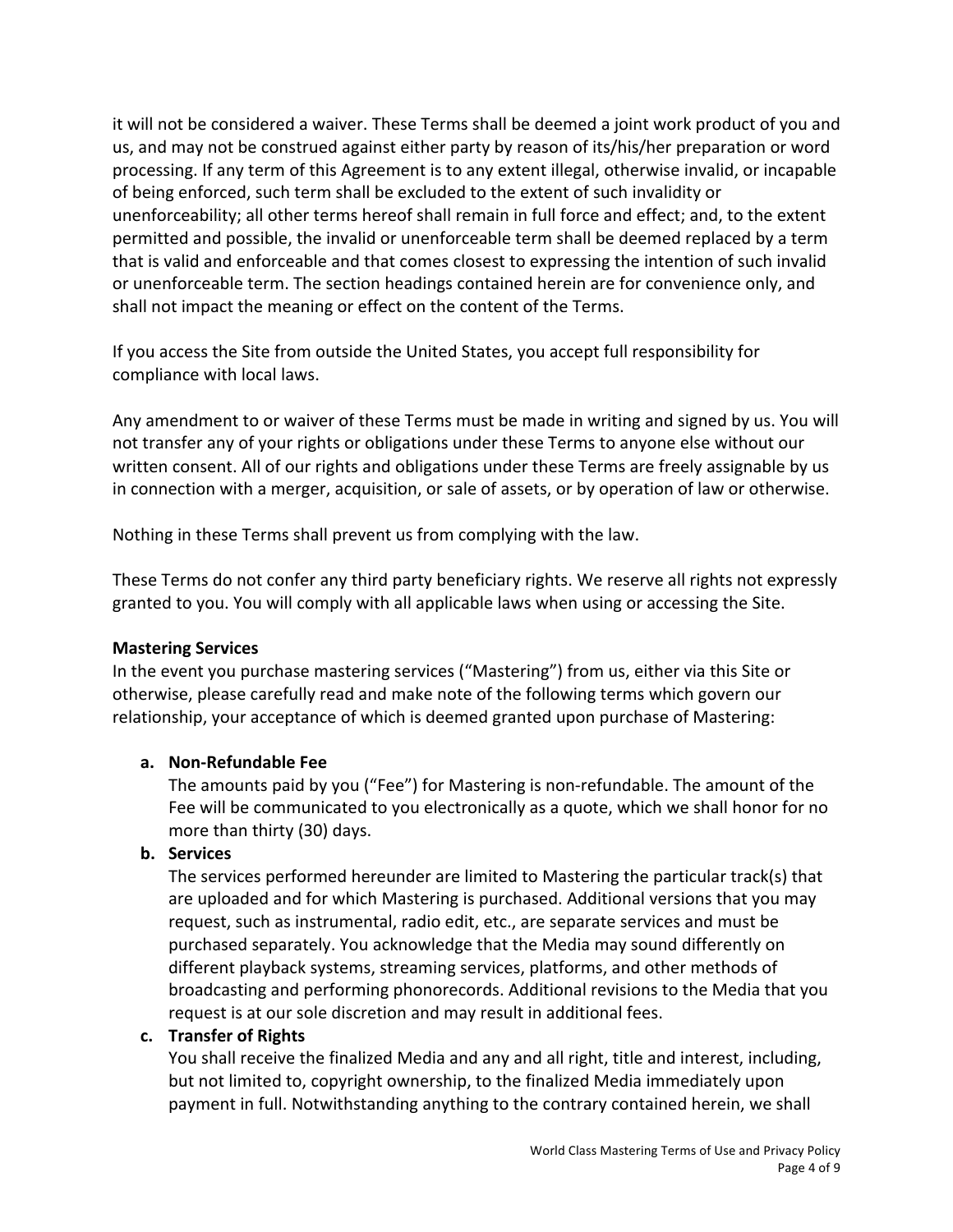it will not be considered a waiver. These Terms shall be deemed a joint work product of you and us, and may not be construed against either party by reason of its/his/her preparation or word processing. If any term of this Agreement is to any extent illegal, otherwise invalid, or incapable of being enforced, such term shall be excluded to the extent of such invalidity or unenforceability; all other terms hereof shall remain in full force and effect; and, to the extent permitted and possible, the invalid or unenforceable term shall be deemed replaced by a term that is valid and enforceable and that comes closest to expressing the intention of such invalid or unenforceable term. The section headings contained herein are for convenience only, and shall not impact the meaning or effect on the content of the Terms.

If you access the Site from outside the United States, you accept full responsibility for compliance with local laws.

Any amendment to or waiver of these Terms must be made in writing and signed by us. You will not transfer any of your rights or obligations under these Terms to anyone else without our written consent. All of our rights and obligations under these Terms are freely assignable by us in connection with a merger, acquisition, or sale of assets, or by operation of law or otherwise.

Nothing in these Terms shall prevent us from complying with the law.

These Terms do not confer any third party beneficiary rights. We reserve all rights not expressly granted to you. You will comply with all applicable laws when using or accessing the Site.

**Mastering Services**

In the event you purchase mastering services ("Mastering") from us, either via this Site or otherwise, please carefully read and make note of the following terms which govern our relationship, your acceptance of which is deemed granted upon purchase of Mastering:

a. **Non-Refundable Fee**

   The amounts paid by you ("Fee") for Mastering is non-refundable. The amount of the Fee will be communicated to you electronically as a quote, which we shall honor for no more than thirty (30) days.

b. **Services**

   The services performed hereunder are limited to Mastering the particular track(s) that are uploaded and for which Mastering is purchased. Additional versions that you may request, such as instrumental, radio edit, etc., are separate services and must be purchased separately. You acknowledge that the Media may sound differently on different playback systems, streaming services, platforms, and other methods of broadcasting and performing phonorecords. Additional revisions to the Media that you request is at our sole discretion and may result in additional fees.

c. **Transfer of Rights**

   You shall receive the finalized Media and any and all right, title and interest, including, but not limited to, copyright ownership, to the finalized Media immediately upon payment in full. Notwithstanding anything to the contrary contained herein, we shall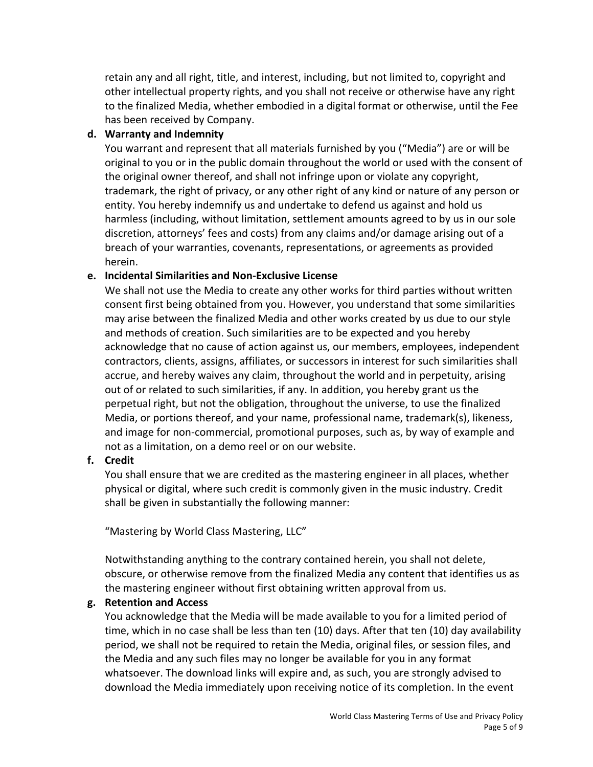retain any and all right, title, and interest, including, but not limited to, copyright and other intellectual property rights, and you shall not receive or otherwise have any right to the finalized Media, whether embodied in a digital format or otherwise, until the Fee has been received by Company.

**d. Warranty and Indemnity**

You warrant and represent that all materials furnished by you ("Media") are or will be original to you or in the public domain throughout the world or used with the consent of the original owner thereof, and shall not infringe upon or violate any copyright, trademark, the right of privacy, or any other right of any kind or nature of any person or entity. You hereby indemnify us and undertake to defend us against and hold us harmless (including, without limitation, settlement amounts agreed to by us in our sole discretion, attorneys' fees and costs) from any claims and/or damage arising out of a breach of your warranties, covenants, representations, or agreements as provided herein.

**e. Incidental Similarities and Non-Exclusive License**

We shall not use the Media to create any other works for third parties without written consent first being obtained from you. However, you understand that some similarities may arise between the finalized Media and other works created by us due to our style and methods of creation. Such similarities are to be expected and you hereby acknowledge that no cause of action against us, our members, employees, independent contractors, clients, assigns, affiliates, or successors in interest for such similarities shall accrue, and hereby waives any claim, throughout the world and in perpetuity, arising out of or related to such similarities, if any. In addition, you hereby grant us the perpetual right, but not the obligation, throughout the universe, to use the finalized Media, or portions thereof, and your name, professional name, trademark(s), likeness, and image for non-commercial, promotional purposes, such as, by way of example and not as a limitation, on a demo reel or on our website.

**f. Credit**

You shall ensure that we are credited as the mastering engineer in all places, whether physical or digital, where such credit is commonly given in the music industry. Credit shall be given in substantially the following manner:

"Mastering by World Class Mastering, LLC"

Notwithstanding anything to the contrary contained herein, you shall not delete, obscure, or otherwise remove from the finalized Media any content that identifies us as the mastering engineer without first obtaining written approval from us.

**g. Retention and Access**

You acknowledge that the Media will be made available to you for a limited period of time, which in no case shall be less than ten (10) days. After that ten (10) day availability period, we shall not be required to retain the Media, original files, or session files, and the Media and any such files may no longer be available for you in any format whatsoever. The download links will expire and, as such, you are strongly advised to download the Media immediately upon receiving notice of its completion. In the event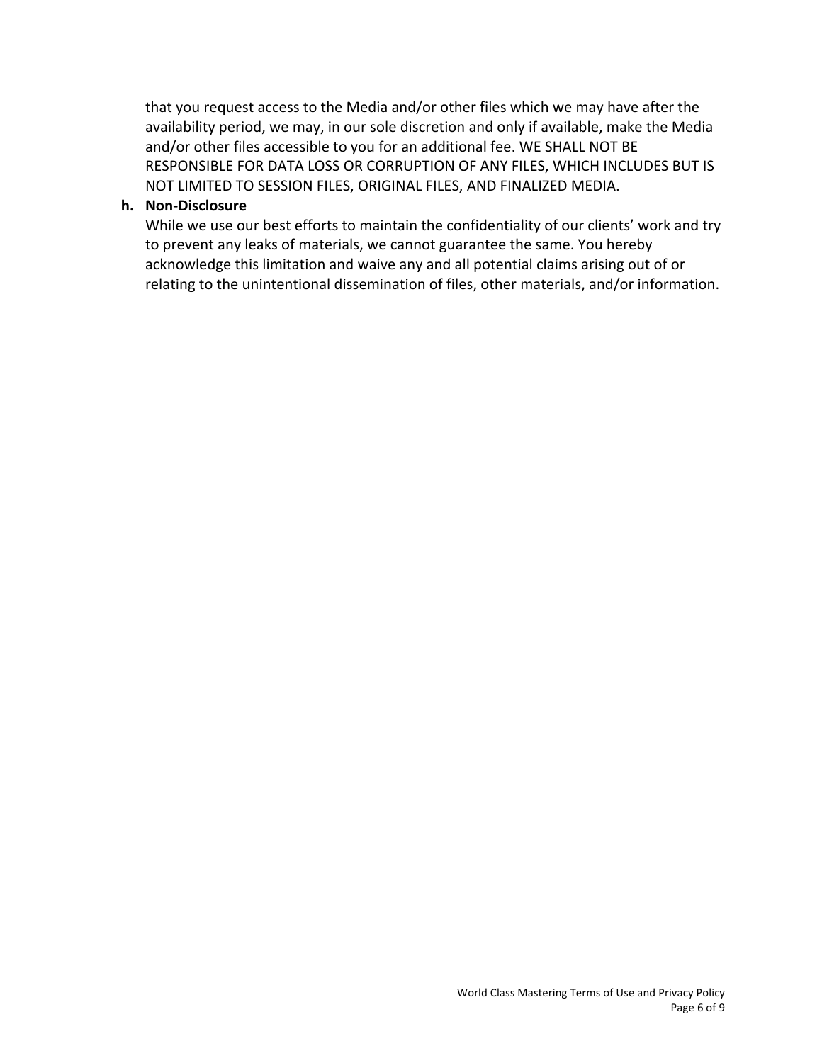that you request access to the Media and/or other files which we may have after the availability period, we may, in our sole discretion and only if available, make the Media and/or other files accessible to you for an additional fee. WE SHALL NOT BE RESPONSIBLE FOR DATA LOSS OR CORRUPTION OF ANY FILES, WHICH INCLUDES BUT IS NOT LIMITED TO SESSION FILES, ORIGINAL FILES, AND FINALIZED MEDIA.

**h. Non-Disclosure**

While we use our best efforts to maintain the confidentiality of our clients' work and try to prevent any leaks of materials, we cannot guarantee the same. You hereby acknowledge this limitation and waive any and all potential claims arising out of or relating to the unintentional dissemination of files, other materials, and/or information.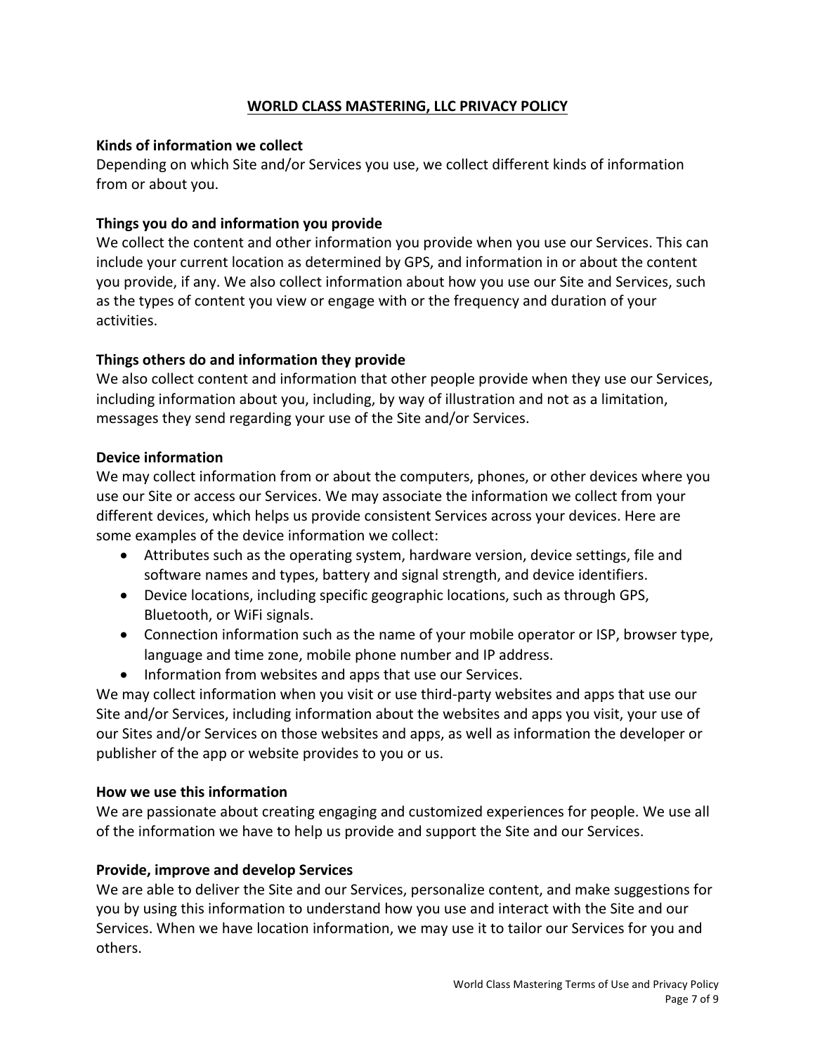# WORLD CLASS MASTERING, LLC PRIVACY POLICY

**Kinds of information we collect**
Depending on which Site and/or Services you use, we collect different kinds of information from or about you.

**Things you do and information you provide**
We collect the content and other information you provide when you use our Services. This can include your current location as determined by GPS, and information in or about the content you provide, if any. We also collect information about how you use our Site and Services, such as the types of content you view or engage with or the frequency and duration of your activities.

**Things others do and information they provide**
We also collect content and information that other people provide when they use our Services, including information about you, including, by way of illustration and not as a limitation, messages they send regarding your use of the Site and/or Services.

**Device information**
We may collect information from or about the computers, phones, or other devices where you use our Site or access our Services. We may associate the information we collect from your different devices, which helps us provide consistent Services across your devices. Here are some examples of the device information we collect:

- Attributes such as the operating system, hardware version, device settings, file and software names and types, battery and signal strength, and device identifiers.
- Device locations, including specific geographic locations, such as through GPS, Bluetooth, or WiFi signals.
- Connection information such as the name of your mobile operator or ISP, browser type, language and time zone, mobile phone number and IP address.
- Information from websites and apps that use our Services.

We may collect information when you visit or use third-party websites and apps that use our Site and/or Services, including information about the websites and apps you visit, your use of our Sites and/or Services on those websites and apps, as well as information the developer or publisher of the app or website provides to you or us.

**How we use this information**
We are passionate about creating engaging and customized experiences for people. We use all of the information we have to help us provide and support the Site and our Services.

**Provide, improve and develop Services**
We are able to deliver the Site and our Services, personalize content, and make suggestions for you by using this information to understand how you use and interact with the Site and our Services. When we have location information, we may use it to tailor our Services for you and others.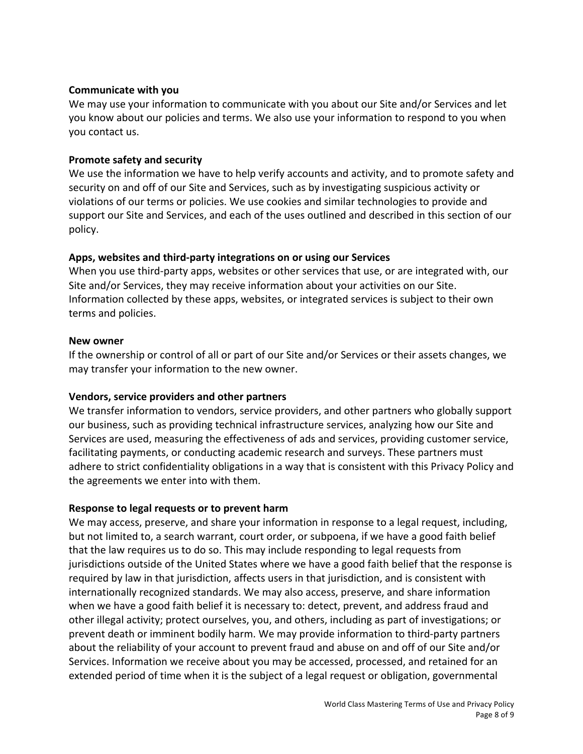**Communicate with you**

We may use your information to communicate with you about our Site and/or Services and let you know about our policies and terms. We also use your information to respond to you when you contact us.

**Promote safety and security**

We use the information we have to help verify accounts and activity, and to promote safety and security on and off of our Site and Services, such as by investigating suspicious activity or violations of our terms or policies. We use cookies and similar technologies to provide and support our Site and Services, and each of the uses outlined and described in this section of our policy.

**Apps, websites and third-party integrations on or using our Services**

When you use third-party apps, websites or other services that use, or are integrated with, our Site and/or Services, they may receive information about your activities on our Site. Information collected by these apps, websites, or integrated services is subject to their own terms and policies.

**New owner**

If the ownership or control of all or part of our Site and/or Services or their assets changes, we may transfer your information to the new owner.

**Vendors, service providers and other partners**

We transfer information to vendors, service providers, and other partners who globally support our business, such as providing technical infrastructure services, analyzing how our Site and Services are used, measuring the effectiveness of ads and services, providing customer service, facilitating payments, or conducting academic research and surveys. These partners must adhere to strict confidentiality obligations in a way that is consistent with this Privacy Policy and the agreements we enter into with them.

**Response to legal requests or to prevent harm**

We may access, preserve, and share your information in response to a legal request, including, but not limited to, a search warrant, court order, or subpoena, if we have a good faith belief that the law requires us to do so. This may include responding to legal requests from jurisdictions outside of the United States where we have a good faith belief that the response is required by law in that jurisdiction, affects users in that jurisdiction, and is consistent with internationally recognized standards. We may also access, preserve, and share information when we have a good faith belief it is necessary to: detect, prevent, and address fraud and other illegal activity; protect ourselves, you, and others, including as part of investigations; or prevent death or imminent bodily harm. We may provide information to third-party partners about the reliability of your account to prevent fraud and abuse on and off of our Site and/or Services. Information we receive about you may be accessed, processed, and retained for an extended period of time when it is the subject of a legal request or obligation, governmental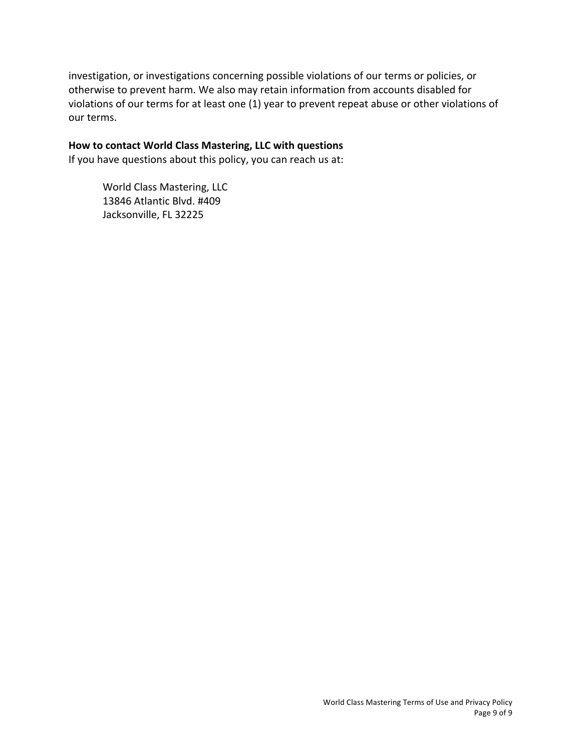investigation, or investigations concerning possible violations of our terms or policies, or otherwise to prevent harm. We also may retain information from accounts disabled for violations of our terms for at least one (1) year to prevent repeat abuse or other violations of our terms.

**How to contact World Class Mastering, LLC with questions**

If you have questions about this policy, you can reach us at:

> World Class Mastering, LLC
> 13846 Atlantic Blvd. #409
> Jacksonville, FL 32225